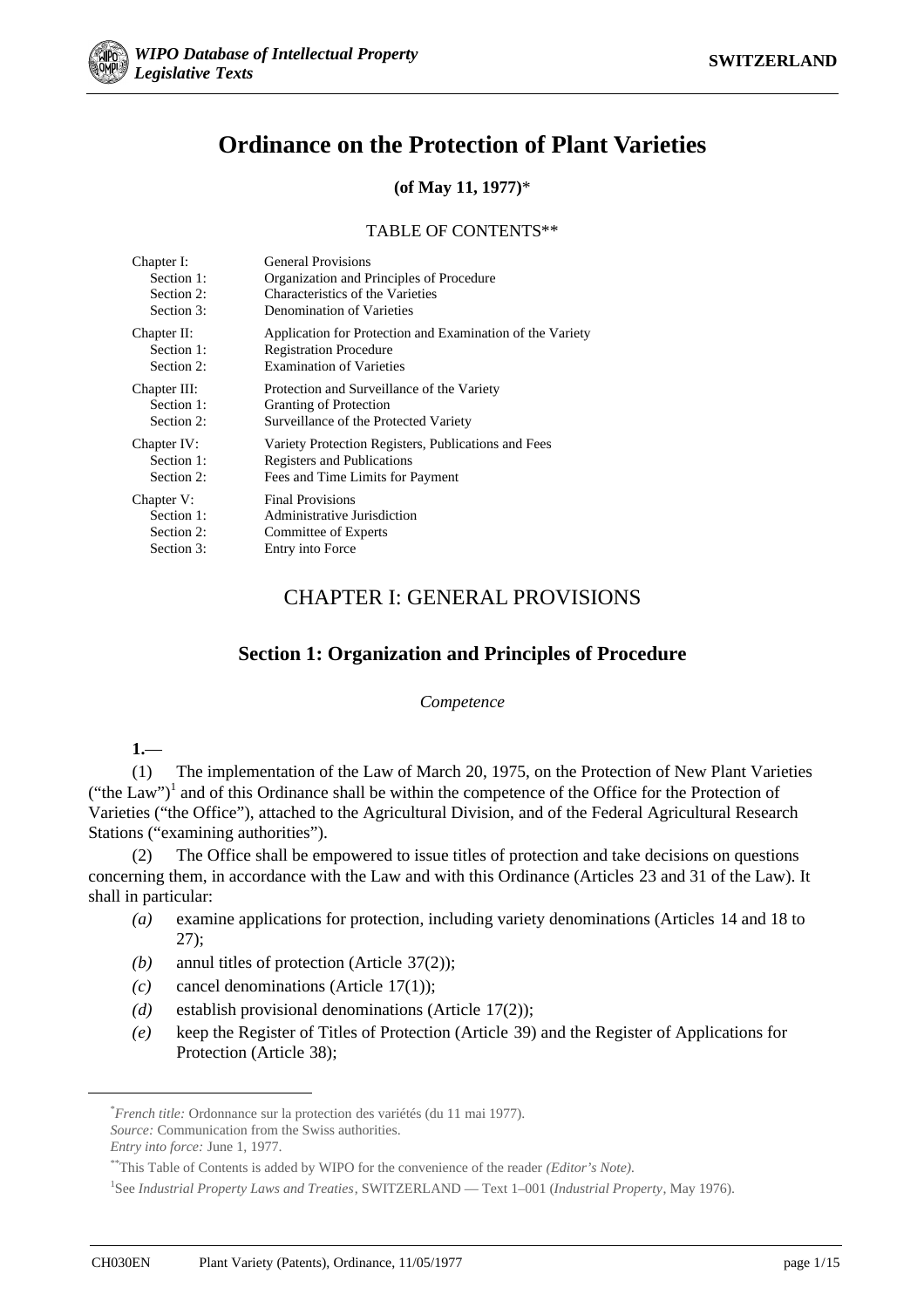# Ordinance on the Protection of Plant Varieties

**(of May 11, 1977)***

TABLE OF CONTENTS**

| | |
|---|---|
| Chapter I: | General Provisions |
| Section 1: | Organization and Principles of Procedure |
| Section 2: | Characteristics of the Varieties |
| Section 3: | Denomination of Varieties |
| Chapter II: | Application for Protection and Examination of the Variety |
| Section 1: | Registration Procedure |
| Section 2: | Examination of Varieties |
| Chapter III: | Protection and Surveillance of the Variety |
| Section 1: | Granting of Protection |
| Section 2: | Surveillance of the Protected Variety |
| Chapter IV: | Variety Protection Registers, Publications and Fees |
| Section 1: | Registers and Publications |
| Section 2: | Fees and Time Limits for Payment |
| Chapter V: | Final Provisions |
| Section 1: | Administrative Jurisdiction |
| Section 2: | Committee of Experts |
| Section 3: | Entry into Force |

## CHAPTER I: GENERAL PROVISIONS

### Section 1: Organization and Principles of Procedure

*Competence*

**1.**—

(1) The implementation of the Law of March 20, 1975, on the Protection of New Plant Varieties ("the Law")[1] and of this Ordinance shall be within the competence of the Office for the Protection of Varieties ("the Office"), attached to the Agricultural Division, and of the Federal Agricultural Research Stations ("examining authorities").

(2) The Office shall be empowered to issue titles of protection and take decisions on questions concerning them, in accordance with the Law and with this Ordinance (Articles 23 and 31 of the Law). It shall in particular:

*(a)* examine applications for protection, including variety denominations (Articles 14 and 18 to 27);

*(b)* annul titles of protection (Article 37(2));

*(c)* cancel denominations (Article 17(1));

*(d)* establish provisional denominations (Article 17(2));

*(e)* keep the Register of Titles of Protection (Article 39) and the Register of Applications for Protection (Article 38);

---

\* *French title:* Ordonnance sur la protection des variétés (du 11 mai 1977).
*Source:* Communication from the Swiss authorities.
*Entry into force:* June 1, 1977.

\*\* This Table of Contents is added by WIPO for the convenience of the reader *(Editor's Note)*.

[1] See *Industrial Property Laws and Treaties*, SWITZERLAND — Text 1–001 (*Industrial Property*, May 1976).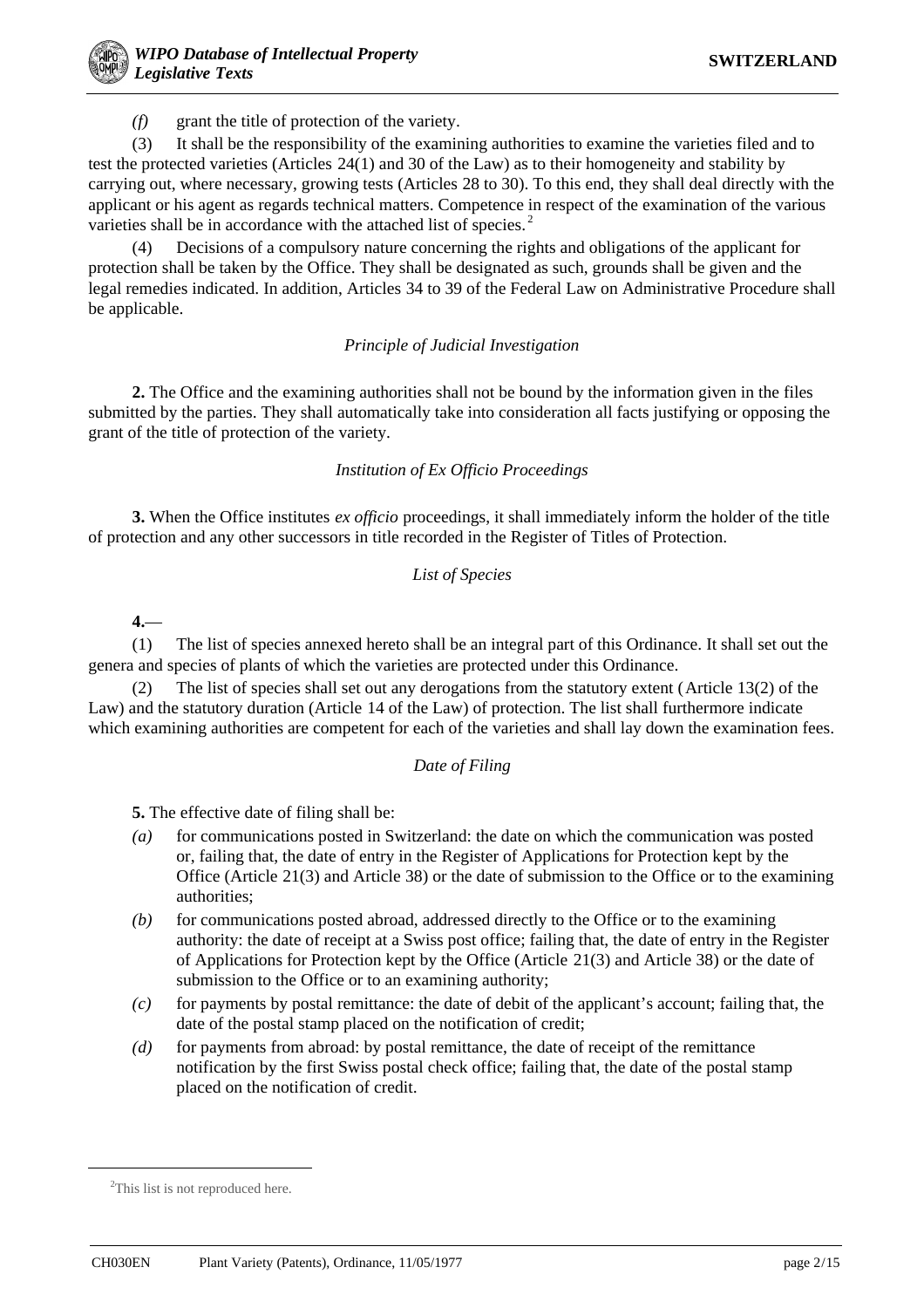*(f)* grant the title of protection of the variety.

(3) It shall be the responsibility of the examining authorities to examine the varieties filed and to test the protected varieties (Articles 24(1) and 30 of the Law) as to their homogeneity and stability by carrying out, where necessary, growing tests (Articles 28 to 30). To this end, they shall deal directly with the applicant or his agent as regards technical matters. Competence in respect of the examination of the various varieties shall be in accordance with the attached list of species.[2]

(4) Decisions of a compulsory nature concerning the rights and obligations of the applicant for protection shall be taken by the Office. They shall be designated as such, grounds shall be given and the legal remedies indicated. In addition, Articles 34 to 39 of the Federal Law on Administrative Procedure shall be applicable.

*Principle of Judicial Investigation*

**2.** The Office and the examining authorities shall not be bound by the information given in the files submitted by the parties. They shall automatically take into consideration all facts justifying or opposing the grant of the title of protection of the variety.

*Institution of Ex Officio Proceedings*

**3.** When the Office institutes *ex officio* proceedings, it shall immediately inform the holder of the title of protection and any other successors in title recorded in the Register of Titles of Protection.

*List of Species*

**4.**—

(1) The list of species annexed hereto shall be an integral part of this Ordinance. It shall set out the genera and species of plants of which the varieties are protected under this Ordinance.

(2) The list of species shall set out any derogations from the statutory extent (Article 13(2) of the Law) and the statutory duration (Article 14 of the Law) of protection. The list shall furthermore indicate which examining authorities are competent for each of the varieties and shall lay down the examination fees.

*Date of Filing*

**5.** The effective date of filing shall be:

*(a)* for communications posted in Switzerland: the date on which the communication was posted or, failing that, the date of entry in the Register of Applications for Protection kept by the Office (Article 21(3) and Article 38) or the date of submission to the Office or to the examining authorities;

*(b)* for communications posted abroad, addressed directly to the Office or to the examining authority: the date of receipt at a Swiss post office; failing that, the date of entry in the Register of Applications for Protection kept by the Office (Article 21(3) and Article 38) or the date of submission to the Office or to an examining authority;

*(c)* for payments by postal remittance: the date of debit of the applicant's account; failing that, the date of the postal stamp placed on the notification of credit;

*(d)* for payments from abroad: by postal remittance, the date of receipt of the remittance notification by the first Swiss postal check office; failing that, the date of the postal stamp placed on the notification of credit.

---

[2] This list is not reproduced here.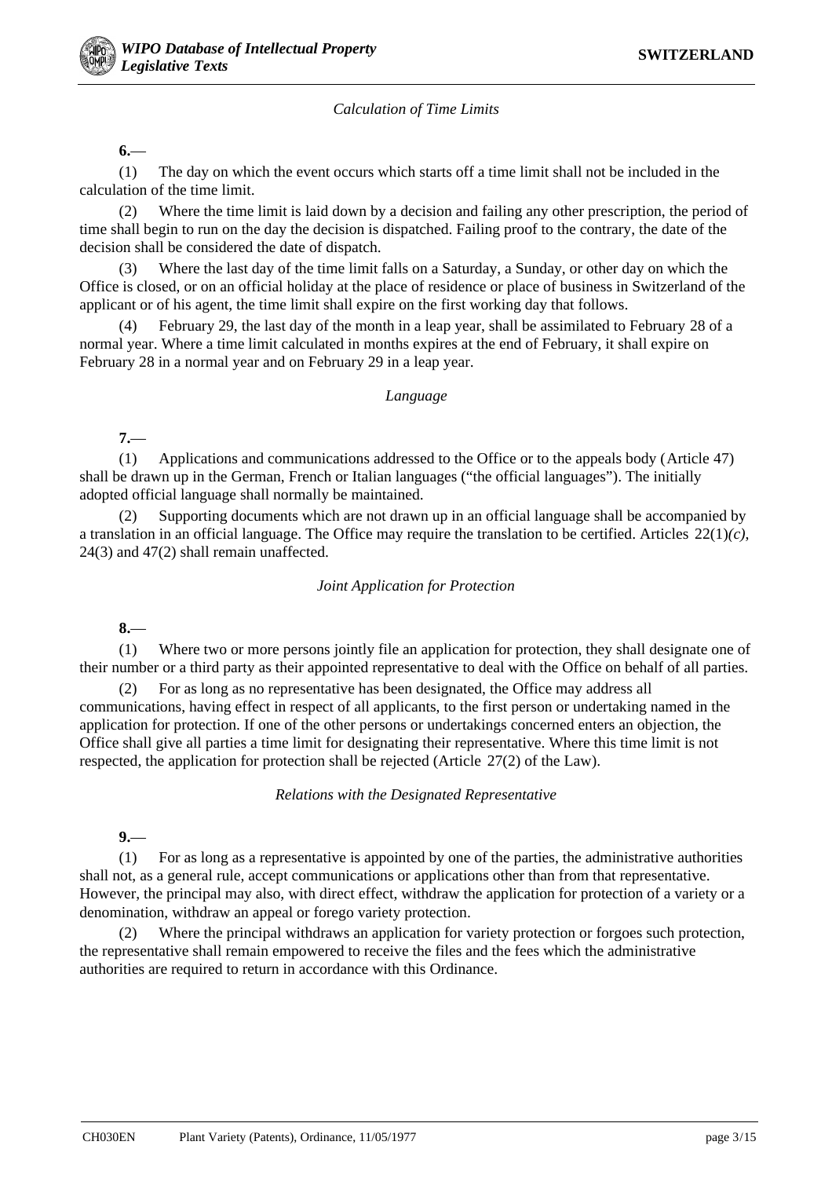*Calculation of Time Limits*

**6.**—

(1) The day on which the event occurs which starts off a time limit shall not be included in the calculation of the time limit.

(2) Where the time limit is laid down by a decision and failing any other prescription, the period of time shall begin to run on the day the decision is dispatched. Failing proof to the contrary, the date of the decision shall be considered the date of dispatch.

(3) Where the last day of the time limit falls on a Saturday, a Sunday, or other day on which the Office is closed, or on an official holiday at the place of residence or place of business in Switzerland of the applicant or of his agent, the time limit shall expire on the first working day that follows.

(4) February 29, the last day of the month in a leap year, shall be assimilated to February 28 of a normal year. Where a time limit calculated in months expires at the end of February, it shall expire on February 28 in a normal year and on February 29 in a leap year.

*Language*

**7.**—

(1) Applications and communications addressed to the Office or to the appeals body (Article 47) shall be drawn up in the German, French or Italian languages ("the official languages"). The initially adopted official language shall normally be maintained.

(2) Supporting documents which are not drawn up in an official language shall be accompanied by a translation in an official language. The Office may require the translation to be certified. Articles 22(1)*(c)*, 24(3) and 47(2) shall remain unaffected.

*Joint Application for Protection*

**8.**—

(1) Where two or more persons jointly file an application for protection, they shall designate one of their number or a third party as their appointed representative to deal with the Office on behalf of all parties.

(2) For as long as no representative has been designated, the Office may address all communications, having effect in respect of all applicants, to the first person or undertaking named in the application for protection. If one of the other persons or undertakings concerned enters an objection, the Office shall give all parties a time limit for designating their representative. Where this time limit is not respected, the application for protection shall be rejected (Article 27(2) of the Law).

*Relations with the Designated Representative*

**9.**—

(1) For as long as a representative is appointed by one of the parties, the administrative authorities shall not, as a general rule, accept communications or applications other than from that representative. However, the principal may also, with direct effect, withdraw the application for protection of a variety or a denomination, withdraw an appeal or forego variety protection.

(2) Where the principal withdraws an application for variety protection or forgoes such protection, the representative shall remain empowered to receive the files and the fees which the administrative authorities are required to return in accordance with this Ordinance.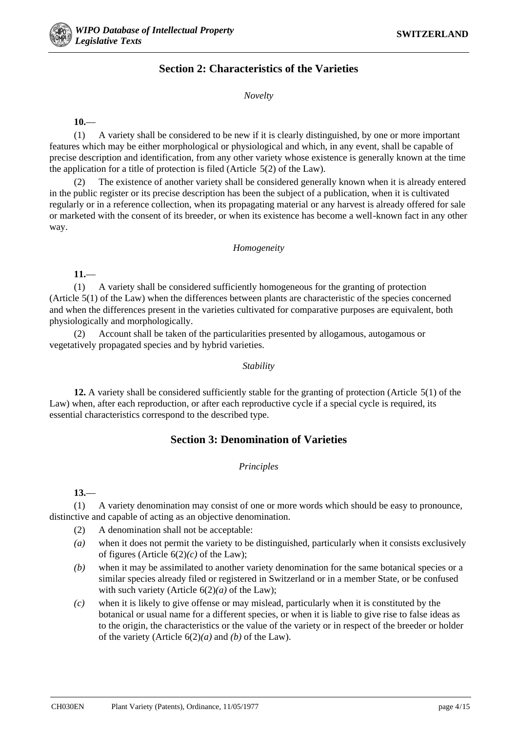## Section 2: Characteristics of the Varieties

*Novelty*

**10.**—

(1) A variety shall be considered to be new if it is clearly distinguished, by one or more important features which may be either morphological or physiological and which, in any event, shall be capable of precise description and identification, from any other variety whose existence is generally known at the time the application for a title of protection is filed (Article 5(2) of the Law).

(2) The existence of another variety shall be considered generally known when it is already entered in the public register or its precise description has been the subject of a publication, when it is cultivated regularly or in a reference collection, when its propagating material or any harvest is already offered for sale or marketed with the consent of its breeder, or when its existence has become a well-known fact in any other way.

*Homogeneity*

**11.**—

(1) A variety shall be considered sufficiently homogeneous for the granting of protection (Article 5(1) of the Law) when the differences between plants are characteristic of the species concerned and when the differences present in the varieties cultivated for comparative purposes are equivalent, both physiologically and morphologically.

(2) Account shall be taken of the particularities presented by allogamous, autogamous or vegetatively propagated species and by hybrid varieties.

*Stability*

**12.** A variety shall be considered sufficiently stable for the granting of protection (Article 5(1) of the Law) when, after each reproduction, or after each reproductive cycle if a special cycle is required, its essential characteristics correspond to the described type.

## Section 3: Denomination of Varieties

*Principles*

**13.**—

(1) A variety denomination may consist of one or more words which should be easy to pronounce, distinctive and capable of acting as an objective denomination.

(2) A denomination shall not be acceptable:

*(a)* when it does not permit the variety to be distinguished, particularly when it consists exclusively of figures (Article 6(2)*(c)* of the Law);

*(b)* when it may be assimilated to another variety denomination for the same botanical species or a similar species already filed or registered in Switzerland or in a member State, or be confused with such variety (Article 6(2)*(a)* of the Law);

*(c)* when it is likely to give offense or may mislead, particularly when it is constituted by the botanical or usual name for a different species, or when it is liable to give rise to false ideas as to the origin, the characteristics or the value of the variety or in respect of the breeder or holder of the variety (Article 6(2)*(a)* and *(b)* of the Law).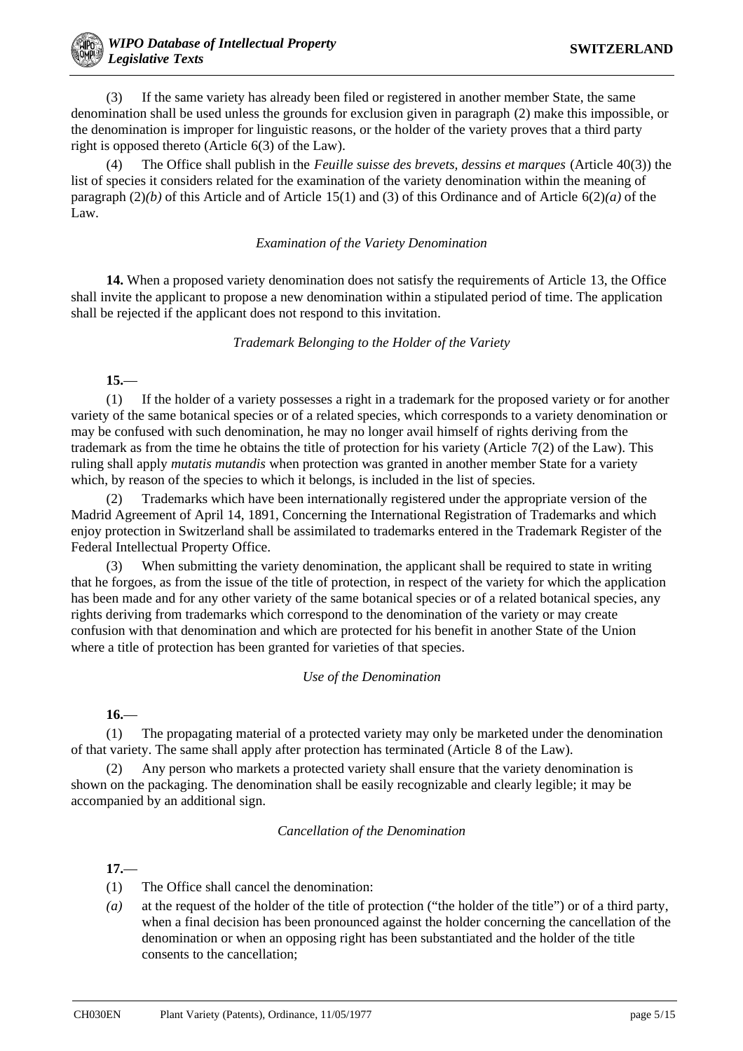(3) If the same variety has already been filed or registered in another member State, the same denomination shall be used unless the grounds for exclusion given in paragraph (2) make this impossible, or the denomination is improper for linguistic reasons, or the holder of the variety proves that a third party right is opposed thereto (Article 6(3) of the Law).

(4) The Office shall publish in the *Feuille suisse des brevets, dessins et marques* (Article 40(3)) the list of species it considers related for the examination of the variety denomination within the meaning of paragraph (2)*(b)* of this Article and of Article 15(1) and (3) of this Ordinance and of Article 6(2)*(a)* of the Law.

*Examination of the Variety Denomination*

**14.** When a proposed variety denomination does not satisfy the requirements of Article 13, the Office shall invite the applicant to propose a new denomination within a stipulated period of time. The application shall be rejected if the applicant does not respond to this invitation.

*Trademark Belonging to the Holder of the Variety*

**15.**—

(1) If the holder of a variety possesses a right in a trademark for the proposed variety or for another variety of the same botanical species or of a related species, which corresponds to a variety denomination or may be confused with such denomination, he may no longer avail himself of rights deriving from the trademark as from the time he obtains the title of protection for his variety (Article 7(2) of the Law). This ruling shall apply *mutatis mutandis* when protection was granted in another member State for a variety which, by reason of the species to which it belongs, is included in the list of species.

(2) Trademarks which have been internationally registered under the appropriate version of the Madrid Agreement of April 14, 1891, Concerning the International Registration of Trademarks and which enjoy protection in Switzerland shall be assimilated to trademarks entered in the Trademark Register of the Federal Intellectual Property Office.

(3) When submitting the variety denomination, the applicant shall be required to state in writing that he forgoes, as from the issue of the title of protection, in respect of the variety for which the application has been made and for any other variety of the same botanical species or of a related botanical species, any rights deriving from trademarks which correspond to the denomination of the variety or may create confusion with that denomination and which are protected for his benefit in another State of the Union where a title of protection has been granted for varieties of that species.

*Use of the Denomination*

**16.**—

(1) The propagating material of a protected variety may only be marketed under the denomination of that variety. The same shall apply after protection has terminated (Article 8 of the Law).

(2) Any person who markets a protected variety shall ensure that the variety denomination is shown on the packaging. The denomination shall be easily recognizable and clearly legible; it may be accompanied by an additional sign.

*Cancellation of the Denomination*

**17.**—

(1) The Office shall cancel the denomination:

*(a)* at the request of the holder of the title of protection ("the holder of the title") or of a third party, when a final decision has been pronounced against the holder concerning the cancellation of the denomination or when an opposing right has been substantiated and the holder of the title consents to the cancellation;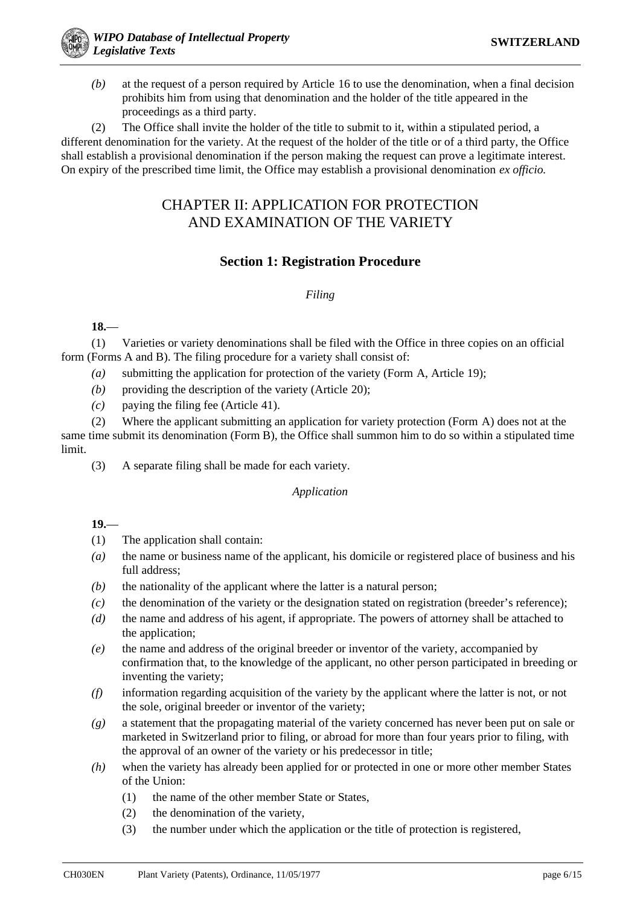*(b)* at the request of a person required by Article 16 to use the denomination, when a final decision prohibits him from using that denomination and the holder of the title appeared in the proceedings as a third party.

(2) The Office shall invite the holder of the title to submit to it, within a stipulated period, a different denomination for the variety. At the request of the holder of the title or of a third party, the Office shall establish a provisional denomination if the person making the request can prove a legitimate interest. On expiry of the prescribed time limit, the Office may establish a provisional denomination *ex officio.*

## CHAPTER II: APPLICATION FOR PROTECTION AND EXAMINATION OF THE VARIETY

### Section 1: Registration Procedure

*Filing*

**18.**—

(1) Varieties or variety denominations shall be filed with the Office in three copies on an official form (Forms A and B). The filing procedure for a variety shall consist of:

*(a)* submitting the application for protection of the variety (Form A, Article 19);

*(b)* providing the description of the variety (Article 20);

*(c)* paying the filing fee (Article 41).

(2) Where the applicant submitting an application for variety protection (Form A) does not at the same time submit its denomination (Form B), the Office shall summon him to do so within a stipulated time limit.

(3) A separate filing shall be made for each variety.

*Application*

**19.**—

(1) The application shall contain:

*(a)* the name or business name of the applicant, his domicile or registered place of business and his full address;

*(b)* the nationality of the applicant where the latter is a natural person;

*(c)* the denomination of the variety or the designation stated on registration (breeder's reference);

*(d)* the name and address of his agent, if appropriate. The powers of attorney shall be attached to the application;

*(e)* the name and address of the original breeder or inventor of the variety, accompanied by confirmation that, to the knowledge of the applicant, no other person participated in breeding or inventing the variety;

*(f)* information regarding acquisition of the variety by the applicant where the latter is not, or not the sole, original breeder or inventor of the variety;

*(g)* a statement that the propagating material of the variety concerned has never been put on sale or marketed in Switzerland prior to filing, or abroad for more than four years prior to filing, with the approval of an owner of the variety or his predecessor in title;

*(h)* when the variety has already been applied for or protected in one or more other member States of the Union:

   (1) the name of the other member State or States,

   (2) the denomination of the variety,

   (3) the number under which the application or the title of protection is registered,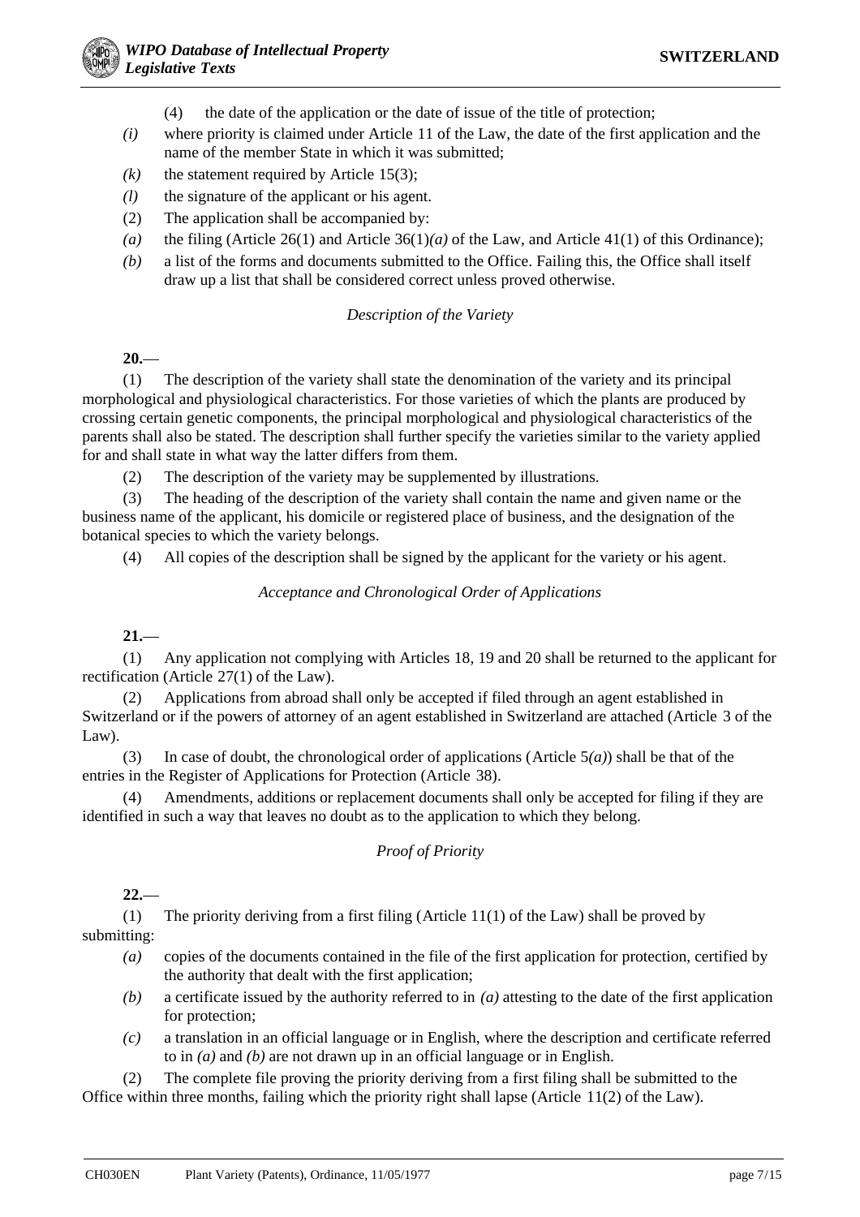(4) the date of the application or the date of issue of the title of protection;

*(i)* where priority is claimed under Article 11 of the Law, the date of the first application and the name of the member State in which it was submitted;

*(k)* the statement required by Article 15(3);

*(l)* the signature of the applicant or his agent.

(2) The application shall be accompanied by:

*(a)* the filing (Article 26(1) and Article 36(1)*(a)* of the Law, and Article 41(1) of this Ordinance);

*(b)* a list of the forms and documents submitted to the Office. Failing this, the Office shall itself draw up a list that shall be considered correct unless proved otherwise.

*Description of the Variety*

**20.**—

(1) The description of the variety shall state the denomination of the variety and its principal morphological and physiological characteristics. For those varieties of which the plants are produced by crossing certain genetic components, the principal morphological and physiological characteristics of the parents shall also be stated. The description shall further specify the varieties similar to the variety applied for and shall state in what way the latter differs from them.

(2) The description of the variety may be supplemented by illustrations.

(3) The heading of the description of the variety shall contain the name and given name or the business name of the applicant, his domicile or registered place of business, and the designation of the botanical species to which the variety belongs.

(4) All copies of the description shall be signed by the applicant for the variety or his agent.

*Acceptance and Chronological Order of Applications*

**21.**—

(1) Any application not complying with Articles 18, 19 and 20 shall be returned to the applicant for rectification (Article 27(1) of the Law).

(2) Applications from abroad shall only be accepted if filed through an agent established in Switzerland or if the powers of attorney of an agent established in Switzerland are attached (Article 3 of the Law).

(3) In case of doubt, the chronological order of applications (Article 5*(a)*) shall be that of the entries in the Register of Applications for Protection (Article 38).

(4) Amendments, additions or replacement documents shall only be accepted for filing if they are identified in such a way that leaves no doubt as to the application to which they belong.

*Proof of Priority*

**22.**—

(1) The priority deriving from a first filing (Article 11(1) of the Law) shall be proved by submitting:

*(a)* copies of the documents contained in the file of the first application for protection, certified by the authority that dealt with the first application;

*(b)* a certificate issued by the authority referred to in *(a)* attesting to the date of the first application for protection;

*(c)* a translation in an official language or in English, where the description and certificate referred to in *(a)* and *(b)* are not drawn up in an official language or in English.

(2) The complete file proving the priority deriving from a first filing shall be submitted to the Office within three months, failing which the priority right shall lapse (Article 11(2) of the Law).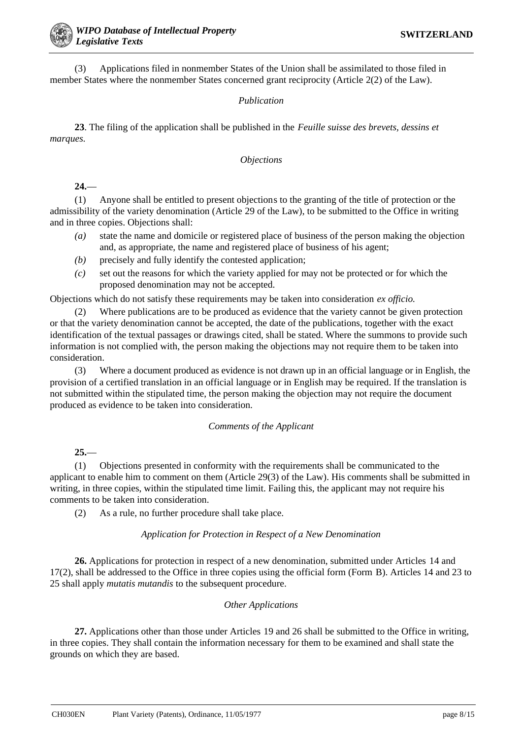(3) Applications filed in nonmember States of the Union shall be assimilated to those filed in member States where the nonmember States concerned grant reciprocity (Article 2(2) of the Law).

*Publication*

**23**. The filing of the application shall be published in the *Feuille suisse des brevets, dessins et marques.*

*Objections*

**24.**—

(1) Anyone shall be entitled to present objections to the granting of the title of protection or the admissibility of the variety denomination (Article 29 of the Law), to be submitted to the Office in writing and in three copies. Objections shall:

- *(a)* state the name and domicile or registered place of business of the person making the objection and, as appropriate, the name and registered place of business of his agent;
- *(b)* precisely and fully identify the contested application;
- *(c)* set out the reasons for which the variety applied for may not be protected or for which the proposed denomination may not be accepted.

Objections which do not satisfy these requirements may be taken into consideration *ex officio.*

(2) Where publications are to be produced as evidence that the variety cannot be given protection or that the variety denomination cannot be accepted, the date of the publications, together with the exact identification of the textual passages or drawings cited, shall be stated. Where the summons to provide such information is not complied with, the person making the objections may not require them to be taken into consideration.

(3) Where a document produced as evidence is not drawn up in an official language or in English, the provision of a certified translation in an official language or in English may be required. If the translation is not submitted within the stipulated time, the person making the objection may not require the document produced as evidence to be taken into consideration.

*Comments of the Applicant*

**25.**—

(1) Objections presented in conformity with the requirements shall be communicated to the applicant to enable him to comment on them (Article 29(3) of the Law). His comments shall be submitted in writing, in three copies, within the stipulated time limit. Failing this, the applicant may not require his comments to be taken into consideration.

(2) As a rule, no further procedure shall take place.

*Application for Protection in Respect of a New Denomination*

**26.** Applications for protection in respect of a new denomination, submitted under Articles 14 and 17(2), shall be addressed to the Office in three copies using the official form (Form B). Articles 14 and 23 to 25 shall apply *mutatis mutandis* to the subsequent procedure.

*Other Applications*

**27.** Applications other than those under Articles 19 and 26 shall be submitted to the Office in writing, in three copies. They shall contain the information necessary for them to be examined and shall state the grounds on which they are based.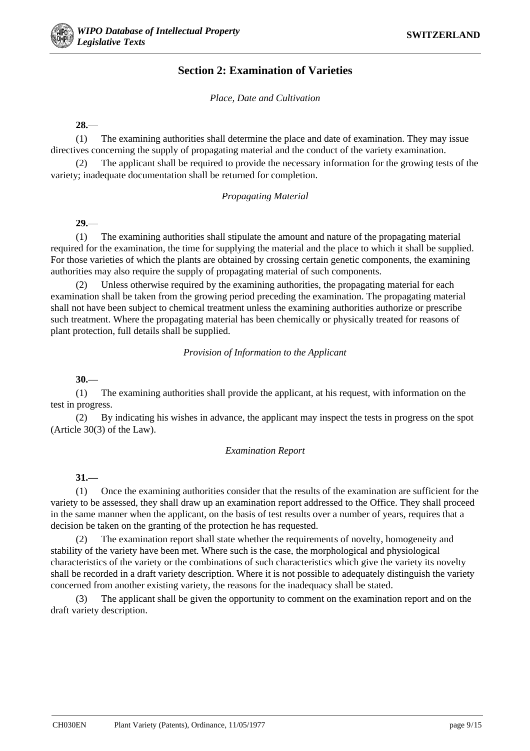## Section 2: Examination of Varieties

*Place, Date and Cultivation*

**28.**—

(1) The examining authorities shall determine the place and date of examination. They may issue directives concerning the supply of propagating material and the conduct of the variety examination.

(2) The applicant shall be required to provide the necessary information for the growing tests of the variety; inadequate documentation shall be returned for completion.

*Propagating Material*

**29.**—

(1) The examining authorities shall stipulate the amount and nature of the propagating material required for the examination, the time for supplying the material and the place to which it shall be supplied. For those varieties of which the plants are obtained by crossing certain genetic components, the examining authorities may also require the supply of propagating material of such components.

(2) Unless otherwise required by the examining authorities, the propagating material for each examination shall be taken from the growing period preceding the examination. The propagating material shall not have been subject to chemical treatment unless the examining authorities authorize or prescribe such treatment. Where the propagating material has been chemically or physically treated for reasons of plant protection, full details shall be supplied.

*Provision of Information to the Applicant*

**30.**—

(1) The examining authorities shall provide the applicant, at his request, with information on the test in progress.

(2) By indicating his wishes in advance, the applicant may inspect the tests in progress on the spot (Article 30(3) of the Law).

*Examination Report*

**31.**—

(1) Once the examining authorities consider that the results of the examination are sufficient for the variety to be assessed, they shall draw up an examination report addressed to the Office. They shall proceed in the same manner when the applicant, on the basis of test results over a number of years, requires that a decision be taken on the granting of the protection he has requested.

(2) The examination report shall state whether the requirements of novelty, homogeneity and stability of the variety have been met. Where such is the case, the morphological and physiological characteristics of the variety or the combinations of such characteristics which give the variety its novelty shall be recorded in a draft variety description. Where it is not possible to adequately distinguish the variety concerned from another existing variety, the reasons for the inadequacy shall be stated.

(3) The applicant shall be given the opportunity to comment on the examination report and on the draft variety description.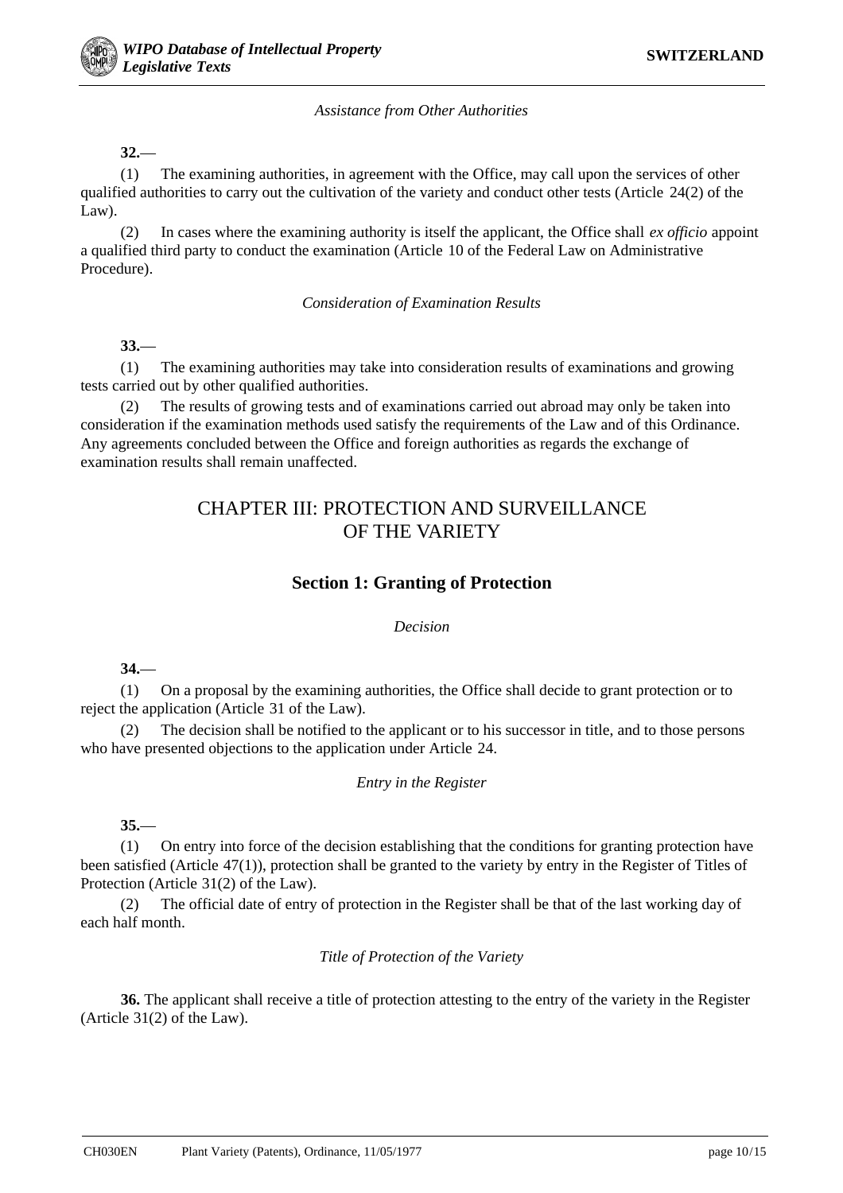*Assistance from Other Authorities*

**32.**—

(1) The examining authorities, in agreement with the Office, may call upon the services of other qualified authorities to carry out the cultivation of the variety and conduct other tests (Article 24(2) of the Law).

(2) In cases where the examining authority is itself the applicant, the Office shall *ex officio* appoint a qualified third party to conduct the examination (Article 10 of the Federal Law on Administrative Procedure).

*Consideration of Examination Results*

**33.**—

(1) The examining authorities may take into consideration results of examinations and growing tests carried out by other qualified authorities.

(2) The results of growing tests and of examinations carried out abroad may only be taken into consideration if the examination methods used satisfy the requirements of the Law and of this Ordinance. Any agreements concluded between the Office and foreign authorities as regards the exchange of examination results shall remain unaffected.

# CHAPTER III: PROTECTION AND SURVEILLANCE OF THE VARIETY

## Section 1: Granting of Protection

*Decision*

**34.**—

(1) On a proposal by the examining authorities, the Office shall decide to grant protection or to reject the application (Article 31 of the Law).

(2) The decision shall be notified to the applicant or to his successor in title, and to those persons who have presented objections to the application under Article 24.

*Entry in the Register*

**35.**—

(1) On entry into force of the decision establishing that the conditions for granting protection have been satisfied (Article 47(1)), protection shall be granted to the variety by entry in the Register of Titles of Protection (Article 31(2) of the Law).

(2) The official date of entry of protection in the Register shall be that of the last working day of each half month.

*Title of Protection of the Variety*

**36.** The applicant shall receive a title of protection attesting to the entry of the variety in the Register (Article 31(2) of the Law).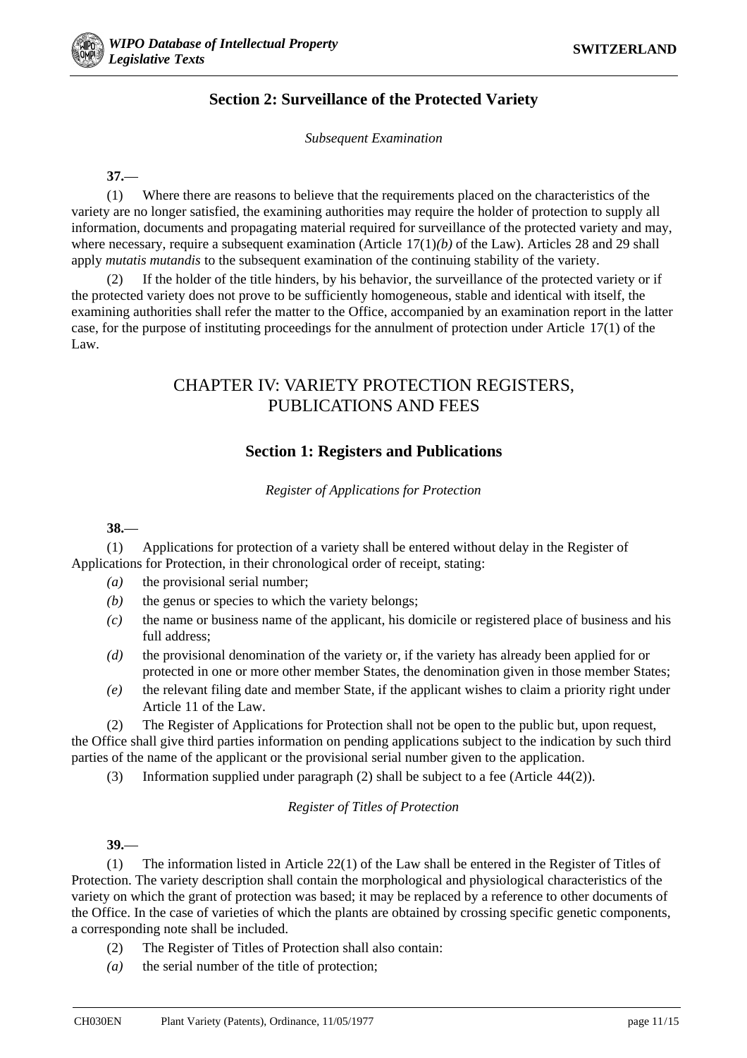## Section 2: Surveillance of the Protected Variety

*Subsequent Examination*

**37.**—

(1) Where there are reasons to believe that the requirements placed on the characteristics of the variety are no longer satisfied, the examining authorities may require the holder of protection to supply all information, documents and propagating material required for surveillance of the protected variety and may, where necessary, require a subsequent examination (Article 17(1)*(b)* of the Law). Articles 28 and 29 shall apply *mutatis mutandis* to the subsequent examination of the continuing stability of the variety.

(2) If the holder of the title hinders, by his behavior, the surveillance of the protected variety or if the protected variety does not prove to be sufficiently homogeneous, stable and identical with itself, the examining authorities shall refer the matter to the Office, accompanied by an examination report in the latter case, for the purpose of instituting proceedings for the annulment of protection under Article 17(1) of the Law.

# CHAPTER IV: VARIETY PROTECTION REGISTERS, PUBLICATIONS AND FEES

## Section 1: Registers and Publications

*Register of Applications for Protection*

**38.**—

(1) Applications for protection of a variety shall be entered without delay in the Register of Applications for Protection, in their chronological order of receipt, stating:

*(a)* the provisional serial number;

*(b)* the genus or species to which the variety belongs;

*(c)* the name or business name of the applicant, his domicile or registered place of business and his full address;

*(d)* the provisional denomination of the variety or, if the variety has already been applied for or protected in one or more other member States, the denomination given in those member States;

*(e)* the relevant filing date and member State, if the applicant wishes to claim a priority right under Article 11 of the Law.

(2) The Register of Applications for Protection shall not be open to the public but, upon request, the Office shall give third parties information on pending applications subject to the indication by such third parties of the name of the applicant or the provisional serial number given to the application.

(3) Information supplied under paragraph (2) shall be subject to a fee (Article 44(2)).

*Register of Titles of Protection*

**39.**—

(1) The information listed in Article 22(1) of the Law shall be entered in the Register of Titles of Protection. The variety description shall contain the morphological and physiological characteristics of the variety on which the grant of protection was based; it may be replaced by a reference to other documents of the Office. In the case of varieties of which the plants are obtained by crossing specific genetic components, a corresponding note shall be included.

(2) The Register of Titles of Protection shall also contain:

*(a)* the serial number of the title of protection;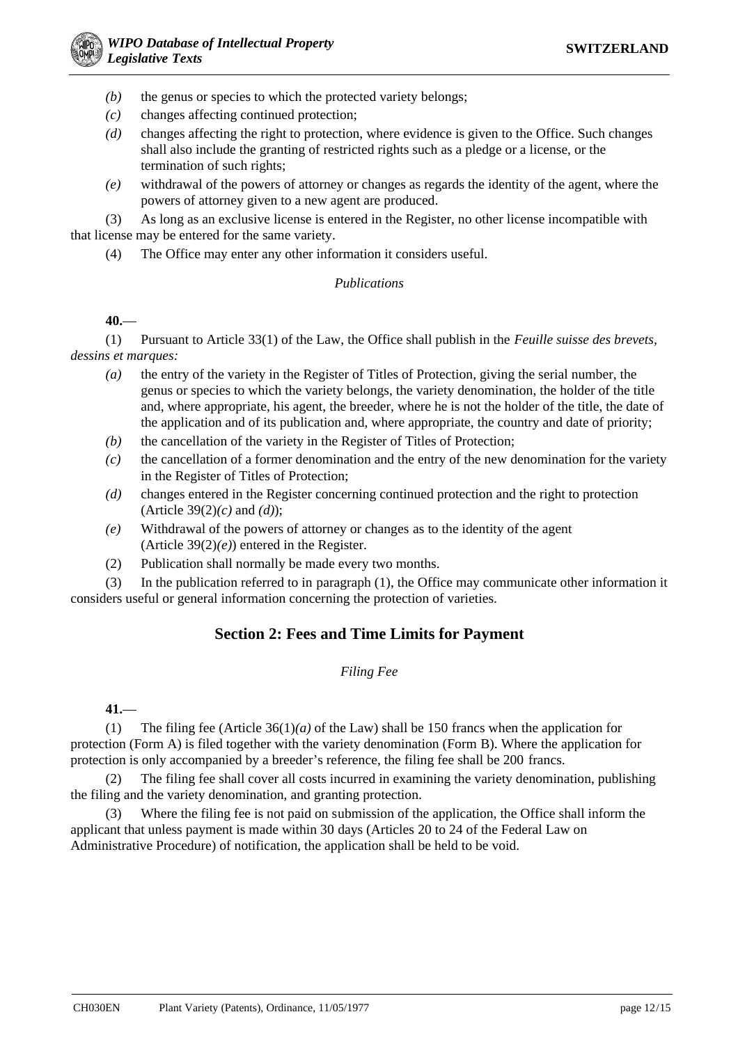*(b)* the genus or species to which the protected variety belongs;

*(c)* changes affecting continued protection;

*(d)* changes affecting the right to protection, where evidence is given to the Office. Such changes shall also include the granting of restricted rights such as a pledge or a license, or the termination of such rights;

*(e)* withdrawal of the powers of attorney or changes as regards the identity of the agent, where the powers of attorney given to a new agent are produced.

(3) As long as an exclusive license is entered in the Register, no other license incompatible with that license may be entered for the same variety.

(4) The Office may enter any other information it considers useful.

*Publications*

**40.**—

(1) Pursuant to Article 33(1) of the Law, the Office shall publish in the *Feuille suisse des brevets, dessins et marques:*

*(a)* the entry of the variety in the Register of Titles of Protection, giving the serial number, the genus or species to which the variety belongs, the variety denomination, the holder of the title and, where appropriate, his agent, the breeder, where he is not the holder of the title, the date of the application and of its publication and, where appropriate, the country and date of priority;

*(b)* the cancellation of the variety in the Register of Titles of Protection;

*(c)* the cancellation of a former denomination and the entry of the new denomination for the variety in the Register of Titles of Protection;

*(d)* changes entered in the Register concerning continued protection and the right to protection (Article 39(2)*(c)* and *(d)*);

*(e)* Withdrawal of the powers of attorney or changes as to the identity of the agent (Article 39(2)*(e)*) entered in the Register.

(2) Publication shall normally be made every two months.

(3) In the publication referred to in paragraph (1), the Office may communicate other information it considers useful or general information concerning the protection of varieties.

## Section 2: Fees and Time Limits for Payment

*Filing Fee*

**41.**—

(1) The filing fee (Article 36(1)*(a)* of the Law) shall be 150 francs when the application for protection (Form A) is filed together with the variety denomination (Form B). Where the application for protection is only accompanied by a breeder's reference, the filing fee shall be 200 francs.

(2) The filing fee shall cover all costs incurred in examining the variety denomination, publishing the filing and the variety denomination, and granting protection.

(3) Where the filing fee is not paid on submission of the application, the Office shall inform the applicant that unless payment is made within 30 days (Articles 20 to 24 of the Federal Law on Administrative Procedure) of notification, the application shall be held to be void.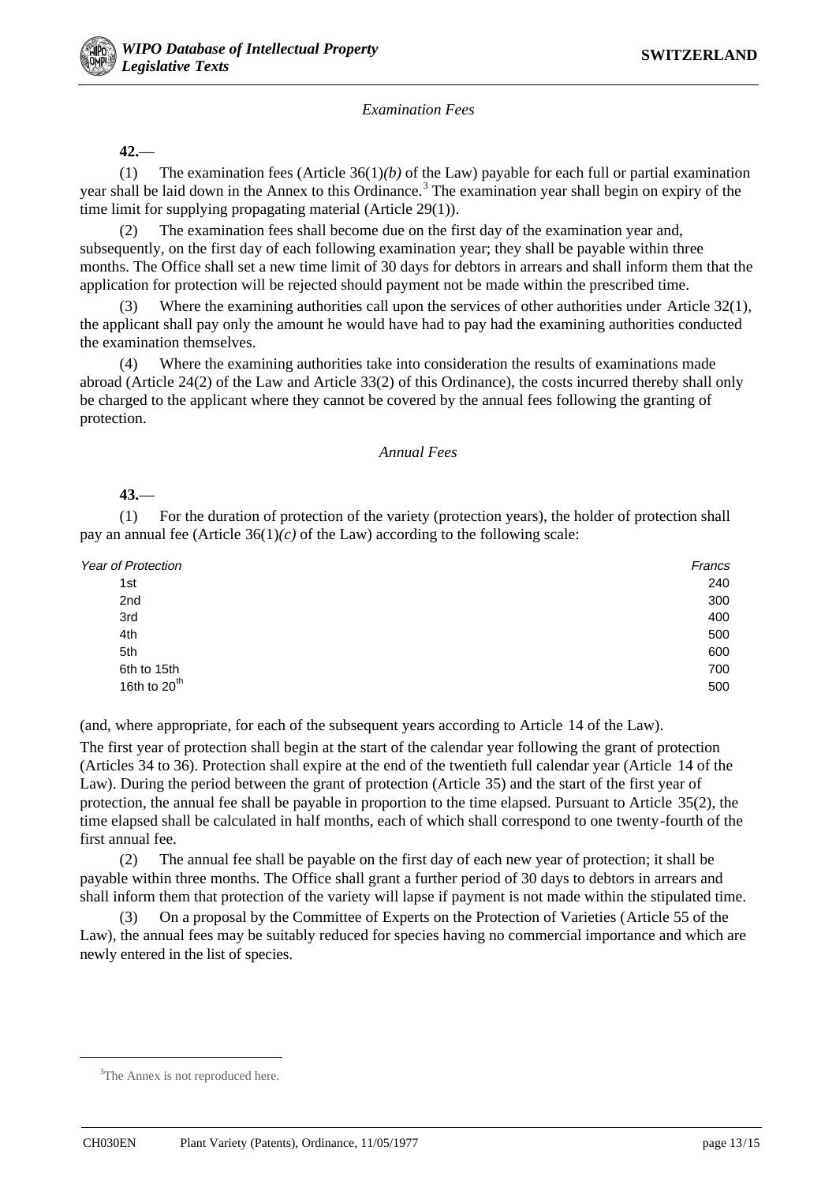*Examination Fees*

**42.**—

(1) The examination fees (Article 36(1)*(b)* of the Law) payable for each full or partial examination year shall be laid down in the Annex to this Ordinance.[3] The examination year shall begin on expiry of the time limit for supplying propagating material (Article 29(1)).

(2) The examination fees shall become due on the first day of the examination year and, subsequently, on the first day of each following examination year; they shall be payable within three months. The Office shall set a new time limit of 30 days for debtors in arrears and shall inform them that the application for protection will be rejected should payment not be made within the prescribed time.

(3) Where the examining authorities call upon the services of other authorities under Article 32(1), the applicant shall pay only the amount he would have had to pay had the examining authorities conducted the examination themselves.

(4) Where the examining authorities take into consideration the results of examinations made abroad (Article 24(2) of the Law and Article 33(2) of this Ordinance), the costs incurred thereby shall only be charged to the applicant where they cannot be covered by the annual fees following the granting of protection.

*Annual Fees*

**43.**—

(1) For the duration of protection of the variety (protection years), the holder of protection shall pay an annual fee (Article 36(1)*(c)* of the Law) according to the following scale:

| *Year of Protection* | *Francs* |
|---|---|
| 1st | 240 |
| 2nd | 300 |
| 3rd | 400 |
| 4th | 500 |
| 5th | 600 |
| 6th to 15th | 700 |
| 16th to 20th | 500 |

(and, where appropriate, for each of the subsequent years according to Article 14 of the Law).

The first year of protection shall begin at the start of the calendar year following the grant of protection (Articles 34 to 36). Protection shall expire at the end of the twentieth full calendar year (Article 14 of the Law). During the period between the grant of protection (Article 35) and the start of the first year of protection, the annual fee shall be payable in proportion to the time elapsed. Pursuant to Article 35(2), the time elapsed shall be calculated in half months, each of which shall correspond to one twenty-fourth of the first annual fee.

(2) The annual fee shall be payable on the first day of each new year of protection; it shall be payable within three months. The Office shall grant a further period of 30 days to debtors in arrears and shall inform them that protection of the variety will lapse if payment is not made within the stipulated time.

(3) On a proposal by the Committee of Experts on the Protection of Varieties (Article 55 of the Law), the annual fees may be suitably reduced for species having no commercial importance and which are newly entered in the list of species.

---

[3] The Annex is not reproduced here.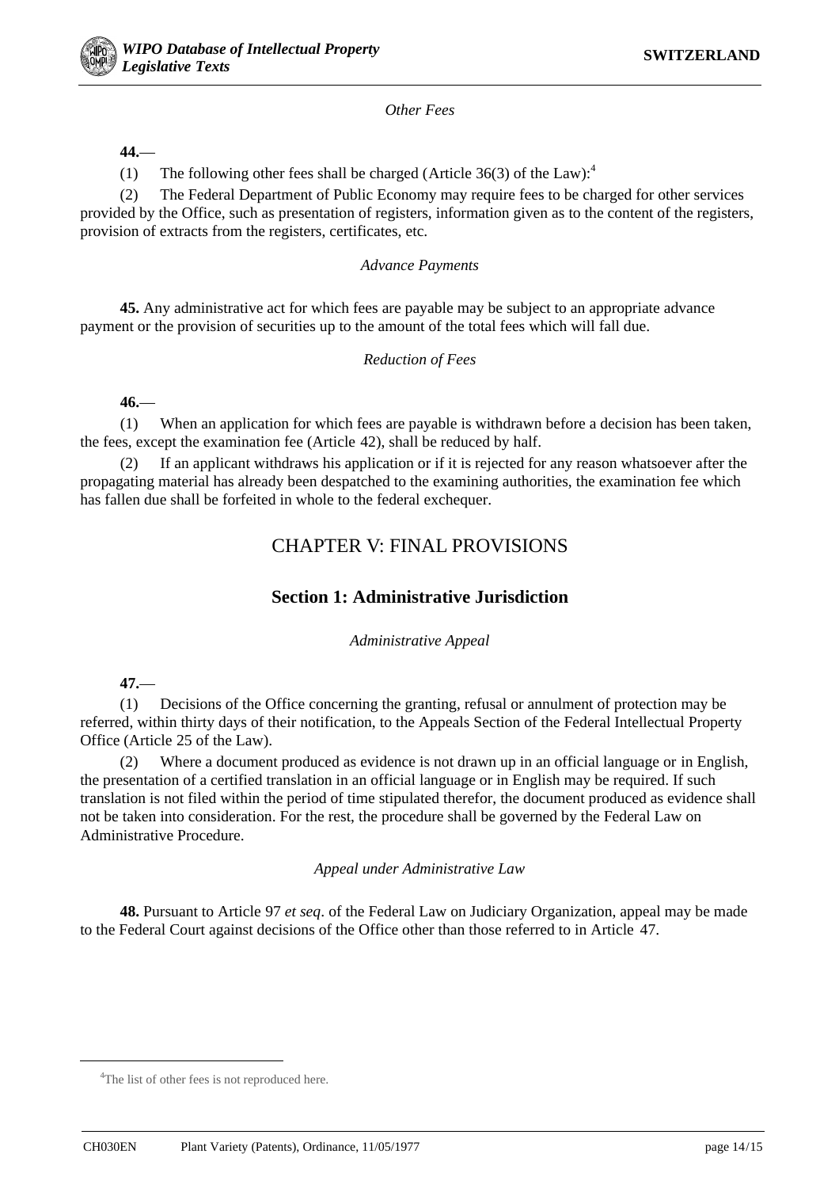*Other Fees*

**44.**—

(1) The following other fees shall be charged (Article 36(3) of the Law):[4]

(2) The Federal Department of Public Economy may require fees to be charged for other services provided by the Office, such as presentation of registers, information given as to the content of the registers, provision of extracts from the registers, certificates, etc.

*Advance Payments*

**45.** Any administrative act for which fees are payable may be subject to an appropriate advance payment or the provision of securities up to the amount of the total fees which will fall due.

*Reduction of Fees*

**46.**—

(1) When an application for which fees are payable is withdrawn before a decision has been taken, the fees, except the examination fee (Article 42), shall be reduced by half.

(2) If an applicant withdraws his application or if it is rejected for any reason whatsoever after the propagating material has already been despatched to the examining authorities, the examination fee which has fallen due shall be forfeited in whole to the federal exchequer.

# CHAPTER V: FINAL PROVISIONS

## Section 1: Administrative Jurisdiction

*Administrative Appeal*

**47.**—

(1) Decisions of the Office concerning the granting, refusal or annulment of protection may be referred, within thirty days of their notification, to the Appeals Section of the Federal Intellectual Property Office (Article 25 of the Law).

(2) Where a document produced as evidence is not drawn up in an official language or in English, the presentation of a certified translation in an official language or in English may be required. If such translation is not filed within the period of time stipulated therefor, the document produced as evidence shall not be taken into consideration. For the rest, the procedure shall be governed by the Federal Law on Administrative Procedure.

*Appeal under Administrative Law*

**48.** Pursuant to Article 97 *et seq*. of the Federal Law on Judiciary Organization, appeal may be made to the Federal Court against decisions of the Office other than those referred to in Article 47.

---

[4] The list of other fees is not reproduced here.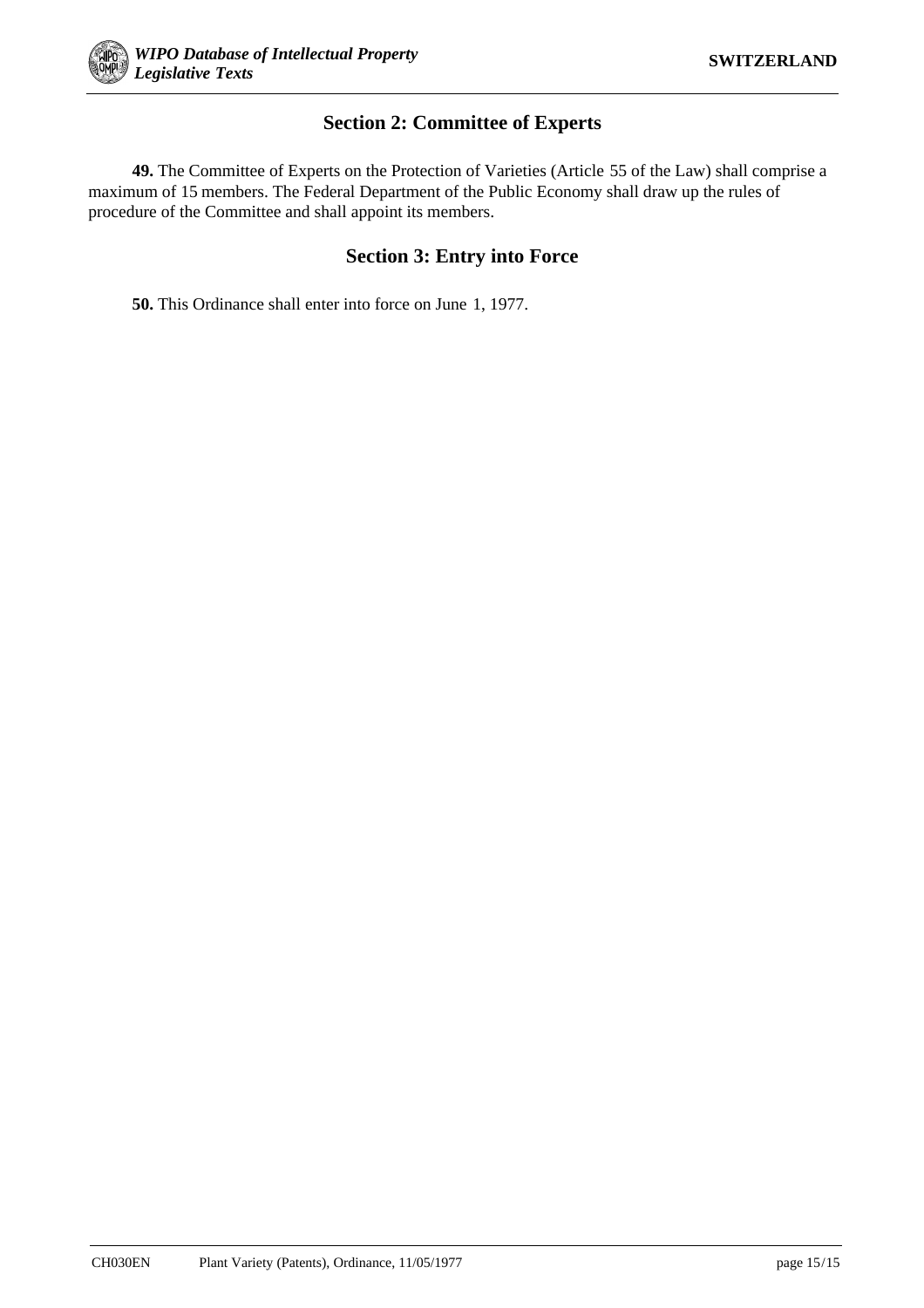## Section 2: Committee of Experts

**49.** The Committee of Experts on the Protection of Varieties (Article 55 of the Law) shall comprise a maximum of 15 members. The Federal Department of the Public Economy shall draw up the rules of procedure of the Committee and shall appoint its members.

## Section 3: Entry into Force

**50.** This Ordinance shall enter into force on June 1, 1977.